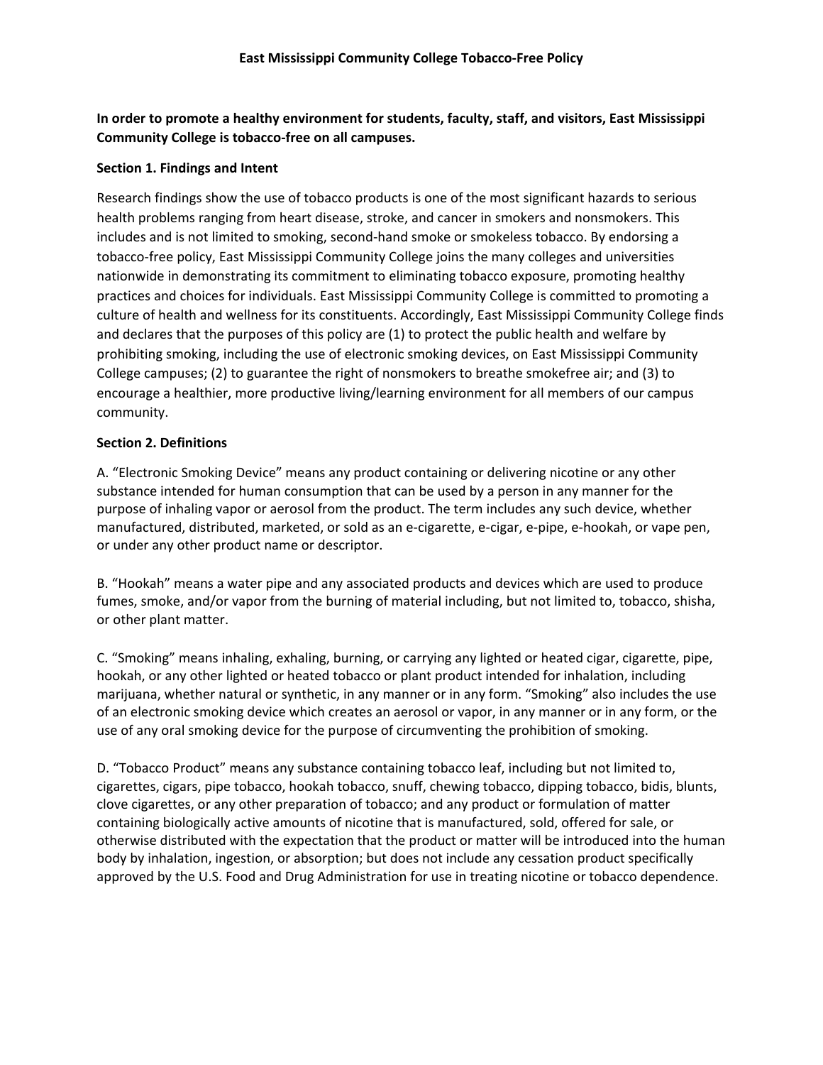# East Mississippi Community College Tobacco-Free Policy

**In order to promote a healthy environment for students, faculty, staff, and visitors, East Mississippi Community College is tobacco-free on all campuses.**

## Section 1. Findings and Intent

Research findings show the use of tobacco products is one of the most significant hazards to serious health problems ranging from heart disease, stroke, and cancer in smokers and nonsmokers. This includes and is not limited to smoking, second-hand smoke or smokeless tobacco. By endorsing a tobacco-free policy, East Mississippi Community College joins the many colleges and universities nationwide in demonstrating its commitment to eliminating tobacco exposure, promoting healthy practices and choices for individuals. East Mississippi Community College is committed to promoting a culture of health and wellness for its constituents. Accordingly, East Mississippi Community College finds and declares that the purposes of this policy are (1) to protect the public health and welfare by prohibiting smoking, including the use of electronic smoking devices, on East Mississippi Community College campuses; (2) to guarantee the right of nonsmokers to breathe smokefree air; and (3) to encourage a healthier, more productive living/learning environment for all members of our campus community.

## Section 2. Definitions

A. "Electronic Smoking Device" means any product containing or delivering nicotine or any other substance intended for human consumption that can be used by a person in any manner for the purpose of inhaling vapor or aerosol from the product. The term includes any such device, whether manufactured, distributed, marketed, or sold as an e-cigarette, e-cigar, e-pipe, e-hookah, or vape pen, or under any other product name or descriptor.

B. "Hookah" means a water pipe and any associated products and devices which are used to produce fumes, smoke, and/or vapor from the burning of material including, but not limited to, tobacco, shisha, or other plant matter.

C. "Smoking" means inhaling, exhaling, burning, or carrying any lighted or heated cigar, cigarette, pipe, hookah, or any other lighted or heated tobacco or plant product intended for inhalation, including marijuana, whether natural or synthetic, in any manner or in any form. "Smoking" also includes the use of an electronic smoking device which creates an aerosol or vapor, in any manner or in any form, or the use of any oral smoking device for the purpose of circumventing the prohibition of smoking.

D. "Tobacco Product" means any substance containing tobacco leaf, including but not limited to, cigarettes, cigars, pipe tobacco, hookah tobacco, snuff, chewing tobacco, dipping tobacco, bidis, blunts, clove cigarettes, or any other preparation of tobacco; and any product or formulation of matter containing biologically active amounts of nicotine that is manufactured, sold, offered for sale, or otherwise distributed with the expectation that the product or matter will be introduced into the human body by inhalation, ingestion, or absorption; but does not include any cessation product specifically approved by the U.S. Food and Drug Administration for use in treating nicotine or tobacco dependence.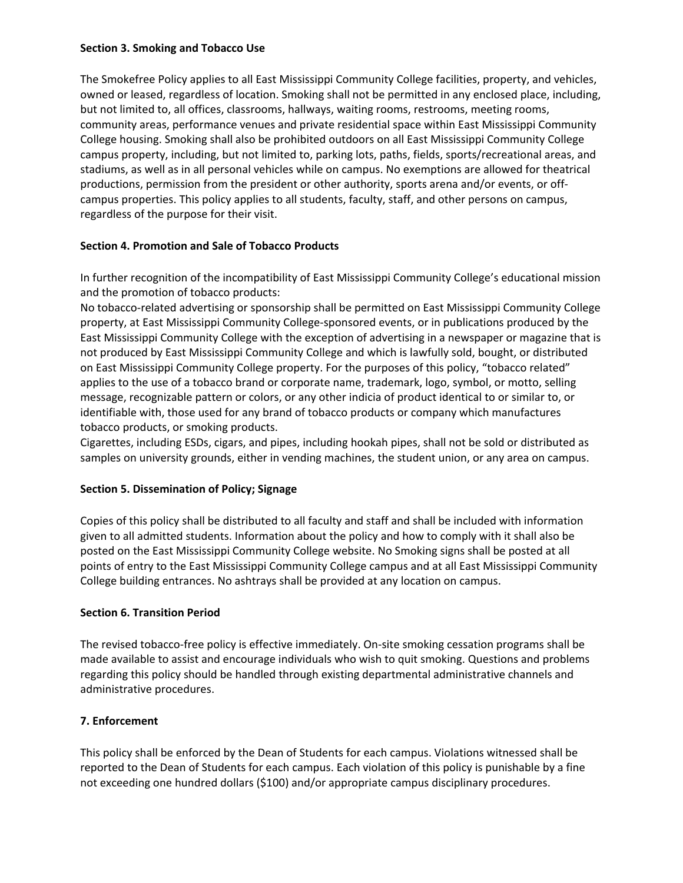**Section 3. Smoking and Tobacco Use**

The Smokefree Policy applies to all East Mississippi Community College facilities, property, and vehicles, owned or leased, regardless of location. Smoking shall not be permitted in any enclosed place, including, but not limited to, all offices, classrooms, hallways, waiting rooms, restrooms, meeting rooms, community areas, performance venues and private residential space within East Mississippi Community College housing. Smoking shall also be prohibited outdoors on all East Mississippi Community College campus property, including, but not limited to, parking lots, paths, fields, sports/recreational areas, and stadiums, as well as in all personal vehicles while on campus. No exemptions are allowed for theatrical productions, permission from the president or other authority, sports arena and/or events, or off-campus properties. This policy applies to all students, faculty, staff, and other persons on campus, regardless of the purpose for their visit.

**Section 4. Promotion and Sale of Tobacco Products**

In further recognition of the incompatibility of East Mississippi Community College's educational mission and the promotion of tobacco products:
No tobacco-related advertising or sponsorship shall be permitted on East Mississippi Community College property, at East Mississippi Community College-sponsored events, or in publications produced by the East Mississippi Community College with the exception of advertising in a newspaper or magazine that is not produced by East Mississippi Community College and which is lawfully sold, bought, or distributed on East Mississippi Community College property. For the purposes of this policy, "tobacco related" applies to the use of a tobacco brand or corporate name, trademark, logo, symbol, or motto, selling message, recognizable pattern or colors, or any other indicia of product identical to or similar to, or identifiable with, those used for any brand of tobacco products or company which manufactures tobacco products, or smoking products.
Cigarettes, including ESDs, cigars, and pipes, including hookah pipes, shall not be sold or distributed as samples on university grounds, either in vending machines, the student union, or any area on campus.

**Section 5. Dissemination of Policy; Signage**

Copies of this policy shall be distributed to all faculty and staff and shall be included with information given to all admitted students. Information about the policy and how to comply with it shall also be posted on the East Mississippi Community College website. No Smoking signs shall be posted at all points of entry to the East Mississippi Community College campus and at all East Mississippi Community College building entrances. No ashtrays shall be provided at any location on campus.

**Section 6. Transition Period**

The revised tobacco-free policy is effective immediately. On-site smoking cessation programs shall be made available to assist and encourage individuals who wish to quit smoking. Questions and problems regarding this policy should be handled through existing departmental administrative channels and administrative procedures.

**7. Enforcement**

This policy shall be enforced by the Dean of Students for each campus. Violations witnessed shall be reported to the Dean of Students for each campus. Each violation of this policy is punishable by a fine not exceeding one hundred dollars ($100) and/or appropriate campus disciplinary procedures.